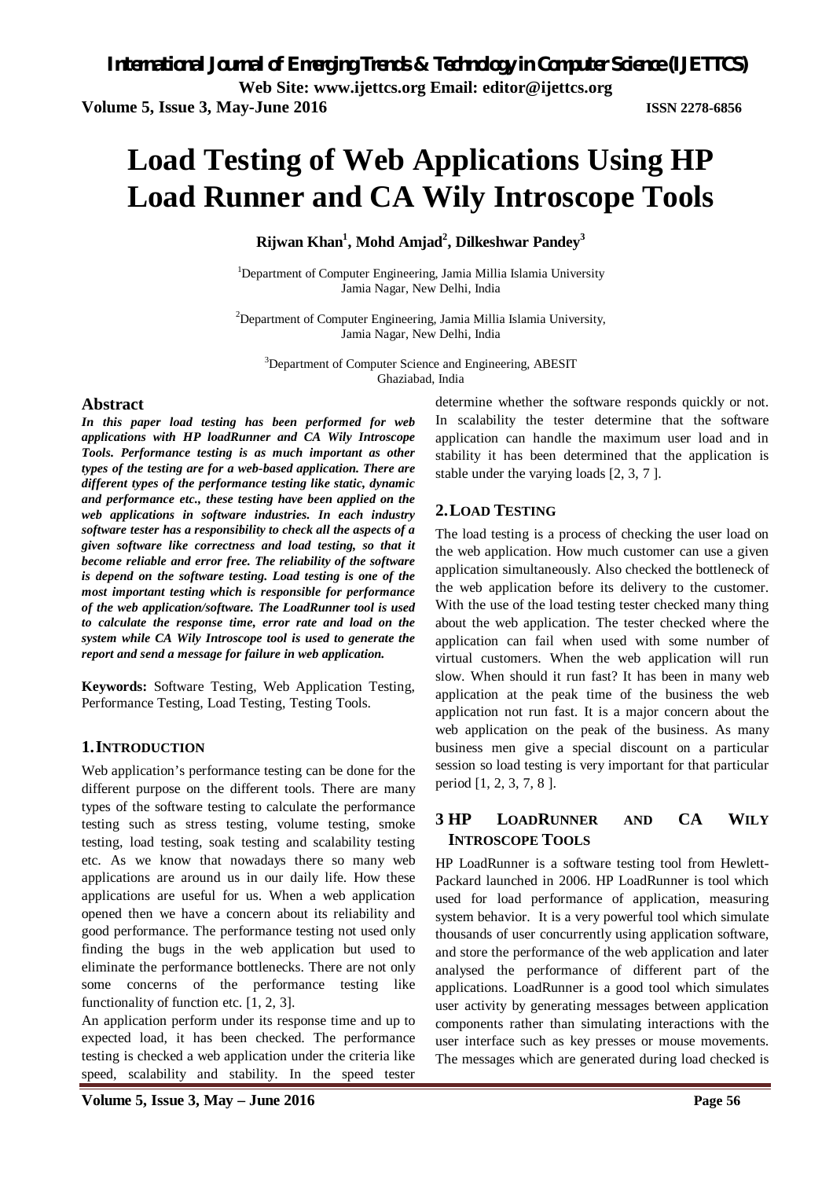# Load Testing of Web Applications Using HP Load Runner and CA Wily Introscope Tools

**Rijwan Khan[1], Mohd Amjad[2], Dilkeshwar Pandey[3]**

[1]Department of Computer Engineering, Jamia Millia Islamia University
Jamia Nagar, New Delhi, India

[2]Department of Computer Engineering, Jamia Millia Islamia University,
Jamia Nagar, New Delhi, India

[3]Department of Computer Science and Engineering, ABESIT
Ghaziabad, India

## Abstract

***In this paper load testing has been performed for web applications with HP loadRunner and CA Wily Introscope Tools. Performance testing is as much important as other types of the testing are for a web-based application. There are different types of the performance testing like static, dynamic and performance etc., these testing have been applied on the web applications in software industries. In each industry software tester has a responsibility to check all the aspects of a given software like correctness and load testing, so that it become reliable and error free. The reliability of the software is depend on the software testing. Load testing is one of the most important testing which is responsible for performance of the web application/software. The LoadRunner tool is used to calculate the response time, error rate and load on the system while CA Wily Introscope tool is used to generate the report and send a message for failure in web application.***

**Keywords:** Software Testing, Web Application Testing, Performance Testing, Load Testing, Testing Tools.

## 1. INTRODUCTION

Web application's performance testing can be done for the different purpose on the different tools. There are many types of the software testing to calculate the performance testing such as stress testing, volume testing, smoke testing, load testing, soak testing and scalability testing etc. As we know that nowadays there so many web applications are around us in our daily life. How these applications are useful for us. When a web application opened then we have a concern about its reliability and good performance. The performance testing not used only finding the bugs in the web application but used to eliminate the performance bottlenecks. There are not only some concerns of the performance testing like functionality of function etc. [1, 2, 3].

An application perform under its response time and up to expected load, it has been checked. The performance testing is checked a web application under the criteria like speed, scalability and stability. In the speed tester determine whether the software responds quickly or not. In scalability the tester determine that the software application can handle the maximum user load and in stability it has been determined that the application is stable under the varying loads [2, 3, 7 ].

## 2. LOAD TESTING

The load testing is a process of checking the user load on the web application. How much customer can use a given application simultaneously. Also checked the bottleneck of the web application before its delivery to the customer. With the use of the load testing tester checked many thing about the web application. The tester checked where the application can fail when used with some number of virtual customers. When the web application will run slow. When should it run fast? It has been in many web application at the peak time of the business the web application not run fast. It is a major concern about the web application on the peak of the business. As many business men give a special discount on a particular session so load testing is very important for that particular period [1, 2, 3, 7, 8 ].

## 3 HP LOADRUNNER AND CA WILY INTROSCOPE TOOLS

HP LoadRunner is a software testing tool from Hewlett-Packard launched in 2006. HP LoadRunner is tool which used for load performance of application, measuring system behavior. It is a very powerful tool which simulate thousands of user concurrently using application software, and store the performance of the web application and later analysed the performance of different part of the applications. LoadRunner is a good tool which simulates user activity by generating messages between application components rather than simulating interactions with the user interface such as key presses or mouse movements. The messages which are generated during load checked is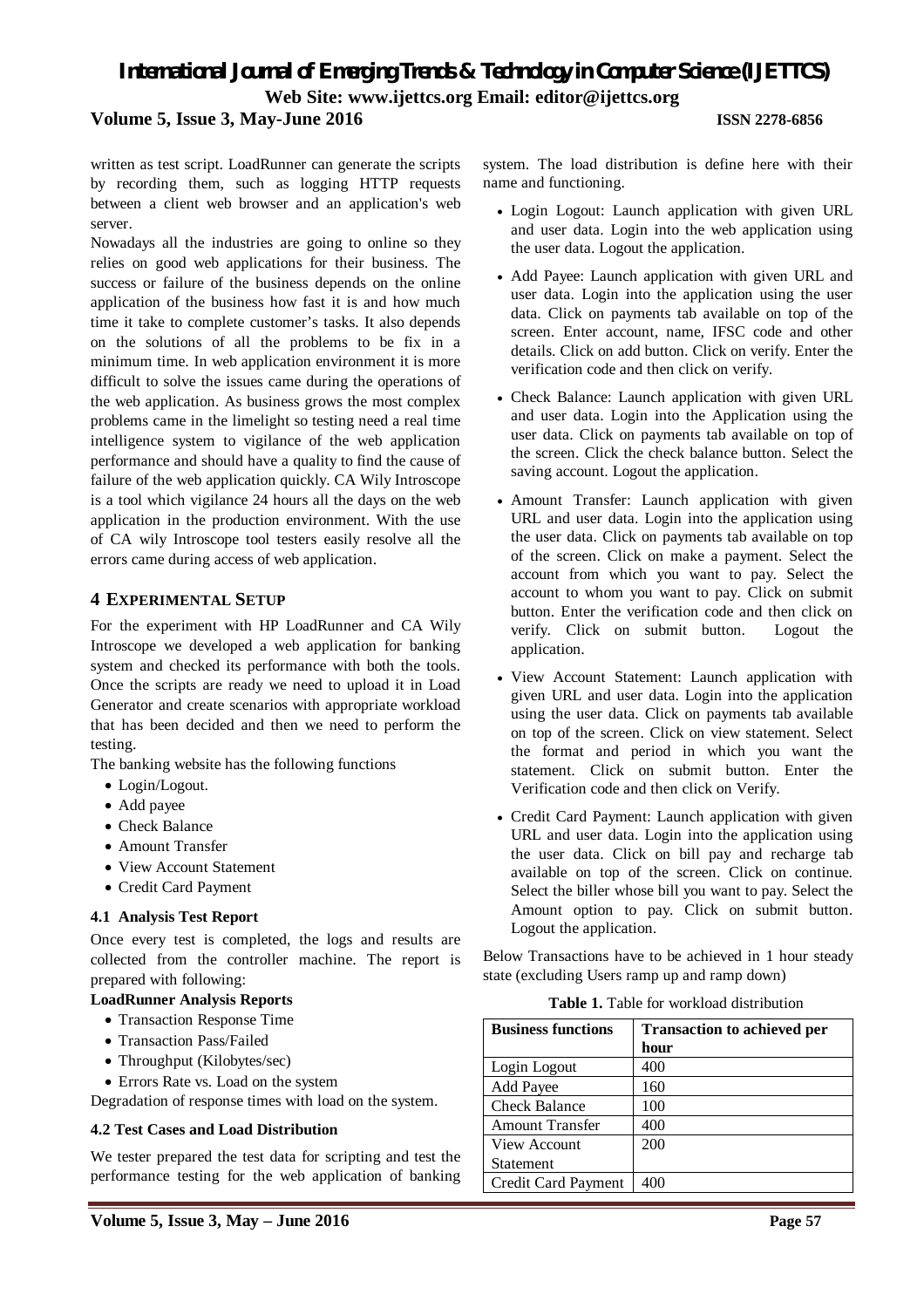written as test script. LoadRunner can generate the scripts by recording them, such as logging HTTP requests between a client web browser and an application's web server.

Nowadays all the industries are going to online so they relies on good web applications for their business. The success or failure of the business depends on the online application of the business how fast it is and how much time it take to complete customer's tasks. It also depends on the solutions of all the problems to be fix in a minimum time. In web application environment it is more difficult to solve the issues came during the operations of the web application. As business grows the most complex problems came in the limelight so testing need a real time intelligence system to vigilance of the web application performance and should have a quality to find the cause of failure of the web application quickly. CA Wily Introscope is a tool which vigilance 24 hours all the days on the web application in the production environment. With the use of CA wily Introscope tool testers easily resolve all the errors came during access of web application.

## 4 EXPERIMENTAL SETUP

For the experiment with HP LoadRunner and CA Wily Introscope we developed a web application for banking system and checked its performance with both the tools. Once the scripts are ready we need to upload it in Load Generator and create scenarios with appropriate workload that has been decided and then we need to perform the testing.

The banking website has the following functions

- Login/Logout.
- Add payee
- Check Balance
- Amount Transfer
- View Account Statement
- Credit Card Payment

### 4.1 Analysis Test Report

Once every test is completed, the logs and results are collected from the controller machine. The report is prepared with following:

**LoadRunner Analysis Reports**

- Transaction Response Time
- Transaction Pass/Failed
- Throughput (Kilobytes/sec)
- Errors Rate vs. Load on the system

Degradation of response times with load on the system.

### 4.2 Test Cases and Load Distribution

We tester prepared the test data for scripting and test the performance testing for the web application of banking system. The load distribution is define here with their name and functioning.

- Login Logout: Launch application with given URL and user data. Login into the web application using the user data. Logout the application.
- Add Payee: Launch application with given URL and user data. Login into the application using the user data. Click on payments tab available on top of the screen. Enter account, name, IFSC code and other details. Click on add button. Click on verify. Enter the verification code and then click on verify.
- Check Balance: Launch application with given URL and user data. Login into the Application using the user data. Click on payments tab available on top of the screen. Click the check balance button. Select the saving account. Logout the application.
- Amount Transfer: Launch application with given URL and user data. Login into the application using the user data. Click on payments tab available on top of the screen. Click on make a payment. Select the account from which you want to pay. Select the account to whom you want to pay. Click on submit button. Enter the verification code and then click on verify. Click on submit button. Logout the application.
- View Account Statement: Launch application with given URL and user data. Login into the application using the user data. Click on payments tab available on top of the screen. Click on view statement. Select the format and period in which you want the statement. Click on submit button. Enter the Verification code and then click on Verify.
- Credit Card Payment: Launch application with given URL and user data. Login into the application using the user data. Click on bill pay and recharge tab available on top of the screen. Click on continue. Select the biller whose bill you want to pay. Select the Amount option to pay. Click on submit button. Logout the application.

Below Transactions have to be achieved in 1 hour steady state (excluding Users ramp up and ramp down)

**Table 1.** Table for workload distribution

| Business functions | Transaction to achieved per hour |
|---|---|
| Login Logout | 400 |
| Add Payee | 160 |
| Check Balance | 100 |
| Amount Transfer | 400 |
| View Account Statement | 200 |
| Credit Card Payment | 400 |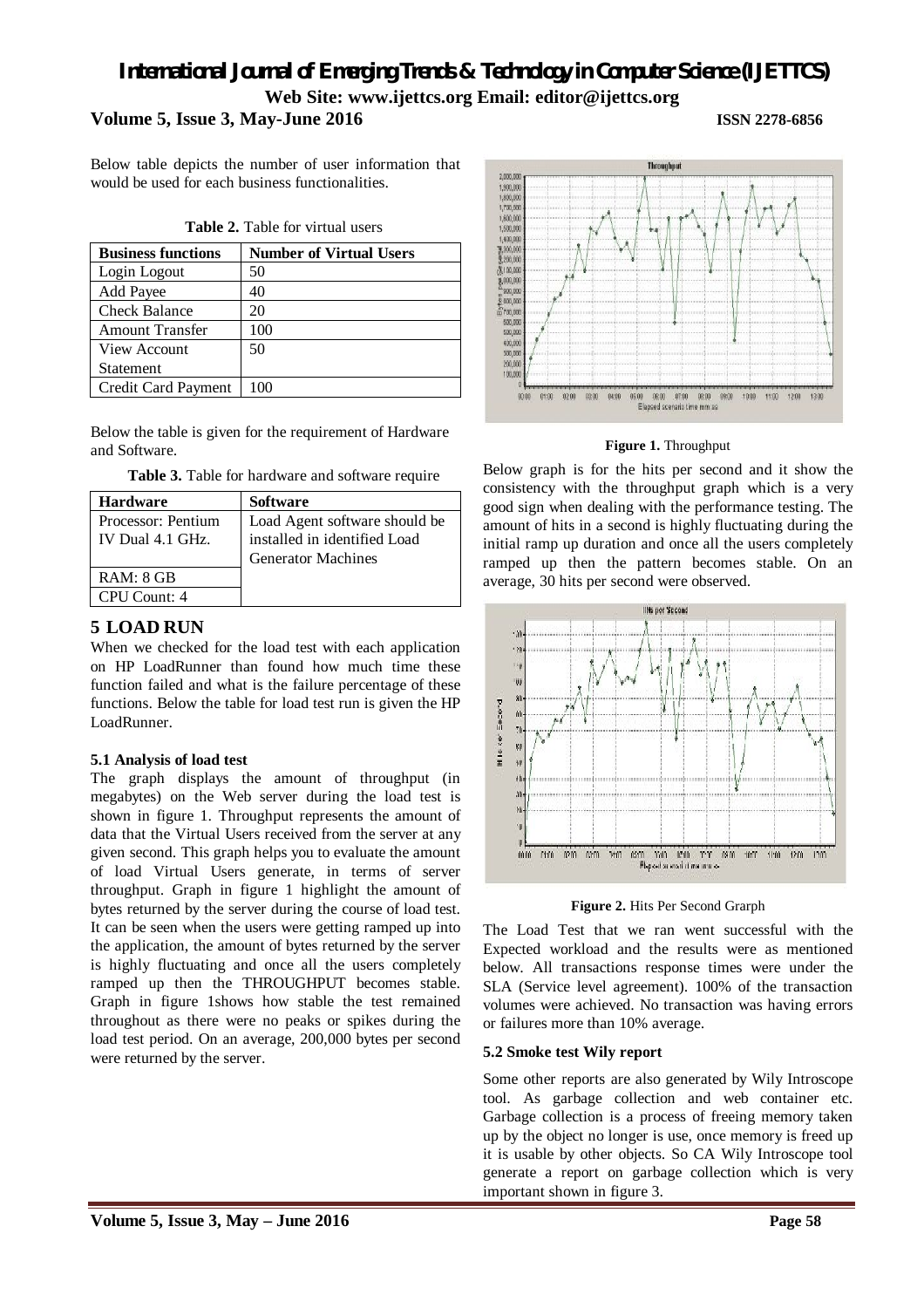Below table depicts the number of user information that would be used for each business functionalities.

**Table 2.** Table for virtual users

| Business functions | Number of Virtual Users |
| --- | --- |
| Login Logout | 50 |
| Add Payee | 40 |
| Check Balance | 20 |
| Amount Transfer | 100 |
| View Account Statement | 50 |
| Credit Card Payment | 100 |

Below the table is given for the requirement of Hardware and Software.

**Table 3.** Table for hardware and software require

| Hardware | Software |
| --- | --- |
| Processor: Pentium IV Dual 4.1 GHz. | Load Agent software should be installed in identified Load Generator Machines |
| RAM: 8 GB | |
| CPU Count: 4 | |

## 5 LOAD RUN

When we checked for the load test with each application on HP LoadRunner than found how much time these function failed and what is the failure percentage of these functions. Below the table for load test run is given the HP LoadRunner.

### 5.1 Analysis of load test

The graph displays the amount of throughput (in megabytes) on the Web server during the load test is shown in figure 1. Throughput represents the amount of data that the Virtual Users received from the server at any given second. This graph helps you to evaluate the amount of load Virtual Users generate, in terms of server throughput. Graph in figure 1 highlight the amount of bytes returned by the server during the course of load test. It can be seen when the users were getting ramped up into the application, the amount of bytes returned by the server is highly fluctuating and once all the users completely ramped up then the THROUGHPUT becomes stable. Graph in figure 1shows how stable the test remained throughout as there were no peaks or spikes during the load test period. On an average, 200,000 bytes per second were returned by the server.

**Figure 1.** Throughput

Below graph is for the hits per second and it show the consistency with the throughput graph which is a very good sign when dealing with the performance testing. The amount of hits in a second is highly fluctuating during the initial ramp up duration and once all the users completely ramped up then the pattern becomes stable. On an average, 30 hits per second were observed.

**Figure 2.** Hits Per Second Grarph

The Load Test that we ran went successful with the Expected workload and the results were as mentioned below. All transactions response times were under the SLA (Service level agreement). 100% of the transaction volumes were achieved. No transaction was having errors or failures more than 10% average.

### 5.2 Smoke test Wily report

Some other reports are also generated by Wily Introscope tool. As garbage collection and web container etc. Garbage collection is a process of freeing memory taken up by the object no longer is use, once memory is freed up it is usable by other objects. So CA Wily Introscope tool generate a report on garbage collection which is very important shown in figure 3.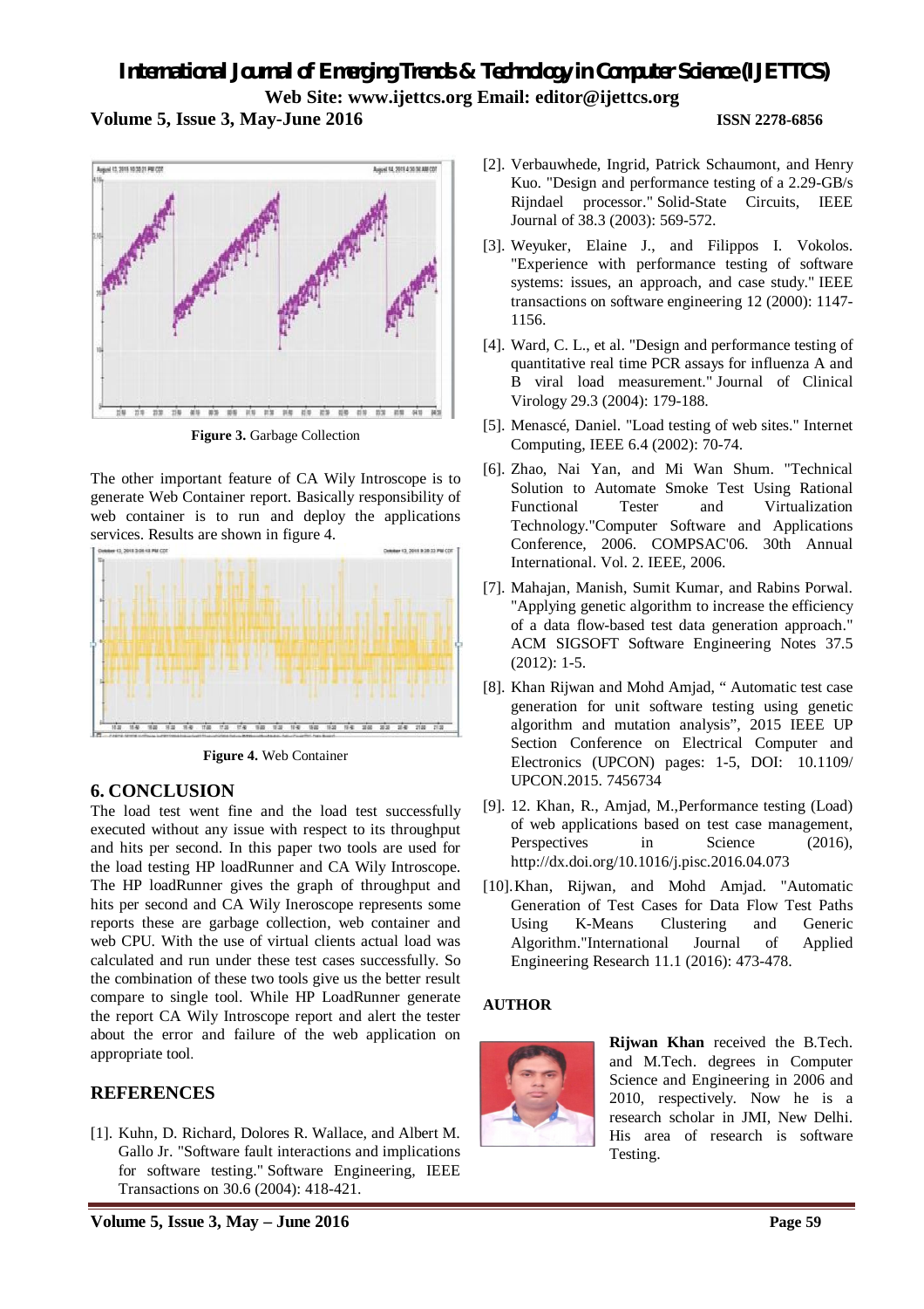Figure 3. Garbage Collection

The other important feature of CA Wily Introscope is to generate Web Container report. Basically responsibility of web container is to run and deploy the applications services. Results are shown in figure 4.

Figure 4. Web Container

## 6. CONCLUSION

The load test went fine and the load test successfully executed without any issue with respect to its throughput and hits per second. In this paper two tools are used for the load testing HP loadRunner and CA Wily Introscope. The HP loadRunner gives the graph of throughput and hits per second and CA Wily Ineroscope represents some reports these are garbage collection, web container and web CPU. With the use of virtual clients actual load was calculated and run under these test cases successfully. So the combination of these two tools give us the better result compare to single tool. While HP LoadRunner generate the report CA Wily Introscope report and alert the tester about the error and failure of the web application on appropriate tool.

## REFERENCES

[1]. Kuhn, D. Richard, Dolores R. Wallace, and Albert M. Gallo Jr. "Software fault interactions and implications for software testing." Software Engineering, IEEE Transactions on 30.6 (2004): 418-421.

[2]. Verbauwhede, Ingrid, Patrick Schaumont, and Henry Kuo. "Design and performance testing of a 2.29-GB/s Rijndael processor." Solid-State Circuits, IEEE Journal of 38.3 (2003): 569-572.

[3]. Weyuker, Elaine J., and Filippos I. Vokolos. "Experience with performance testing of software systems: issues, an approach, and case study." IEEE transactions on software engineering 12 (2000): 1147-1156.

[4]. Ward, C. L., et al. "Design and performance testing of quantitative real time PCR assays for influenza A and B viral load measurement." Journal of Clinical Virology 29.3 (2004): 179-188.

[5]. Menascé, Daniel. "Load testing of web sites." Internet Computing, IEEE 6.4 (2002): 70-74.

[6]. Zhao, Nai Yan, and Mi Wan Shum. "Technical Solution to Automate Smoke Test Using Rational Functional Tester and Virtualization Technology."Computer Software and Applications Conference, 2006. COMPSAC'06. 30th Annual International. Vol. 2. IEEE, 2006.

[7]. Mahajan, Manish, Sumit Kumar, and Rabins Porwal. "Applying genetic algorithm to increase the efficiency of a data flow-based test data generation approach." ACM SIGSOFT Software Engineering Notes 37.5 (2012): 1-5.

[8]. Khan Rijwan and Mohd Amjad, " Automatic test case generation for unit software testing using genetic algorithm and mutation analysis", 2015 IEEE UP Section Conference on Electrical Computer and Electronics (UPCON) pages: 1-5, DOI: 10.1109/ UPCON.2015. 7456734

[9]. 12. Khan, R., Amjad, M.,Performance testing (Load) of web applications based on test case management, Perspectives in Science (2016), http://dx.doi.org/10.1016/j.pisc.2016.04.073

[10]. Khan, Rijwan, and Mohd Amjad. "Automatic Generation of Test Cases for Data Flow Test Paths Using K-Means Clustering and Generic Algorithm."International Journal of Applied Engineering Research 11.1 (2016): 473-478.

## AUTHOR

**Rijwan Khan** received the B.Tech. and M.Tech. degrees in Computer Science and Engineering in 2006 and 2010, respectively. Now he is a research scholar in JMI, New Delhi. His area of research is software Testing.